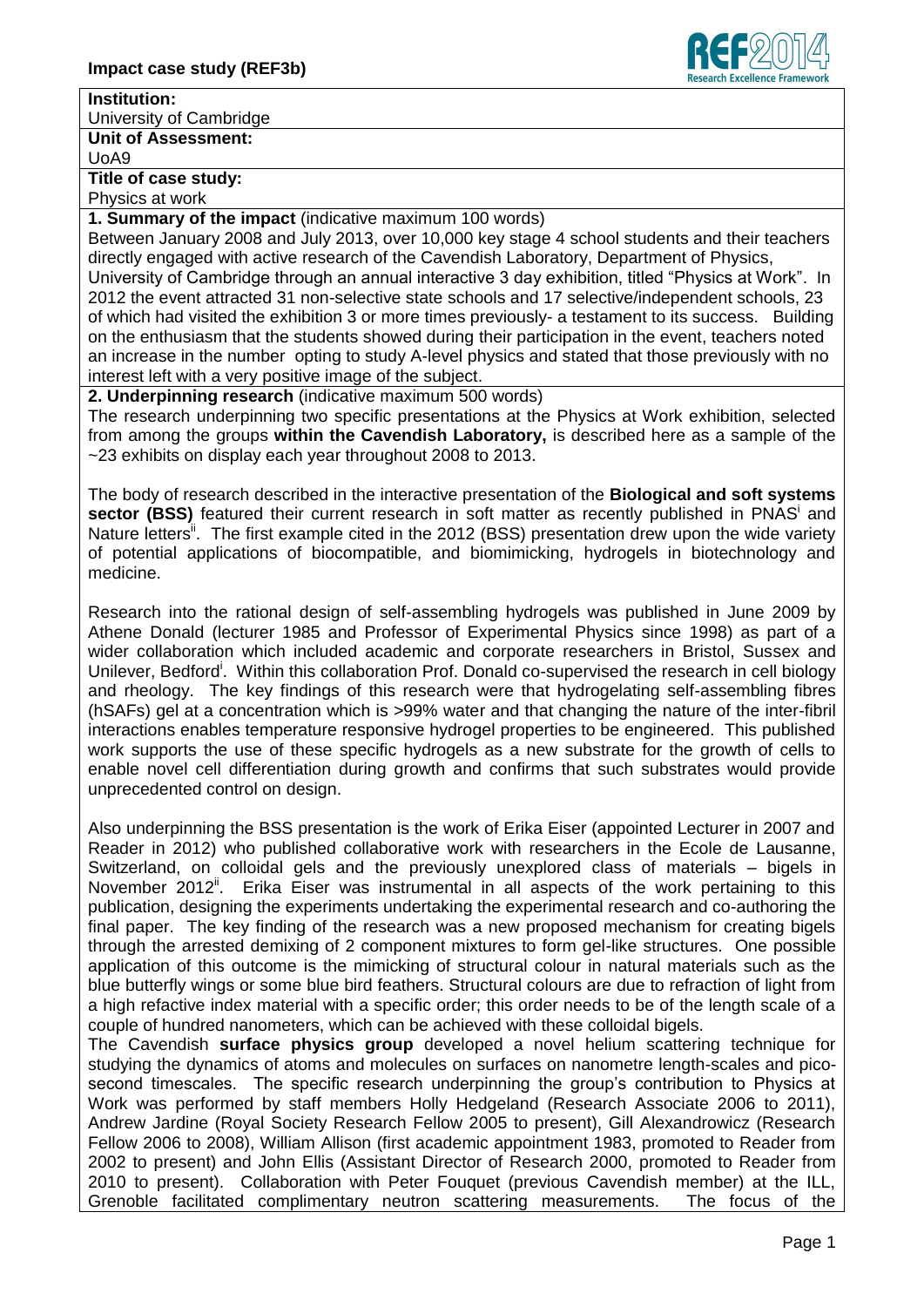**Impact case study (REF3b)**

**Institution:**

University of Cambridge

**Unit of Assessment:**

UoA9

**Title of case study:**

Physics at work

**1. Summary of the impact** (indicative maximum 100 words)

Between January 2008 and July 2013, over 10,000 key stage 4 school students and their teachers directly engaged with active research of the Cavendish Laboratory, Department of Physics, University of Cambridge through an annual interactive 3 day exhibition, titled "Physics at Work". In 2012 the event attracted 31 non-selective state schools and 17 selective/independent schools, 23 of which had visited the exhibition 3 or more times previously- a testament to its success. Building on the enthusiasm that the students showed during their participation in the event, teachers noted an increase in the number opting to study A-level physics and stated that those previously with no interest left with a very positive image of the subject.

**2. Underpinning research** (indicative maximum 500 words)

The research underpinning two specific presentations at the Physics at Work exhibition, selected from among the groups **within the Cavendish Laboratory,** is described here as a sample of the ~23 exhibits on display each year throughout 2008 to 2013.

The body of research described in the interactive presentation of the **Biological and soft systems sector (BSS)** featured their current research in soft matter as recently published in PNAS[i] and Nature letters[ii]. The first example cited in the 2012 (BSS) presentation drew upon the wide variety of potential applications of biocompatible, and biomimicking, hydrogels in biotechnology and medicine.

Research into the rational design of self-assembling hydrogels was published in June 2009 by Athene Donald (lecturer 1985 and Professor of Experimental Physics since 1998) as part of a wider collaboration which included academic and corporate researchers in Bristol, Sussex and Unilever, Bedford[i]. Within this collaboration Prof. Donald co-supervised the research in cell biology and rheology. The key findings of this research were that hydrogelating self-assembling fibres (hSAFs) gel at a concentration which is >99% water and that changing the nature of the inter-fibril interactions enables temperature responsive hydrogel properties to be engineered. This published work supports the use of these specific hydrogels as a new substrate for the growth of cells to enable novel cell differentiation during growth and confirms that such substrates would provide unprecedented control on design.

Also underpinning the BSS presentation is the work of Erika Eiser (appointed Lecturer in 2007 and Reader in 2012) who published collaborative work with researchers in the Ecole de Lausanne, Switzerland, on colloidal gels and the previously unexplored class of materials – bigels in November 2012[ii]. Erika Eiser was instrumental in all aspects of the work pertaining to this publication, designing the experiments undertaking the experimental research and co-authoring the final paper. The key finding of the research was a new proposed mechanism for creating bigels through the arrested demixing of 2 component mixtures to form gel-like structures. One possible application of this outcome is the mimicking of structural colour in natural materials such as the blue butterfly wings or some blue bird feathers. Structural colours are due to refraction of light from a high refactive index material with a specific order; this order needs to be of the length scale of a couple of hundred nanometers, which can be achieved with these colloidal bigels.

The Cavendish **surface physics group** developed a novel helium scattering technique for studying the dynamics of atoms and molecules on surfaces on nanometre length-scales and pico-second timescales. The specific research underpinning the group's contribution to Physics at Work was performed by staff members Holly Hedgeland (Research Associate 2006 to 2011), Andrew Jardine (Royal Society Research Fellow 2005 to present), Gill Alexandrowicz (Research Fellow 2006 to 2008), William Allison (first academic appointment 1983, promoted to Reader from 2002 to present) and John Ellis (Assistant Director of Research 2000, promoted to Reader from 2010 to present). Collaboration with Peter Fouquet (previous Cavendish member) at the ILL, Grenoble facilitated complimentary neutron scattering measurements. The focus of the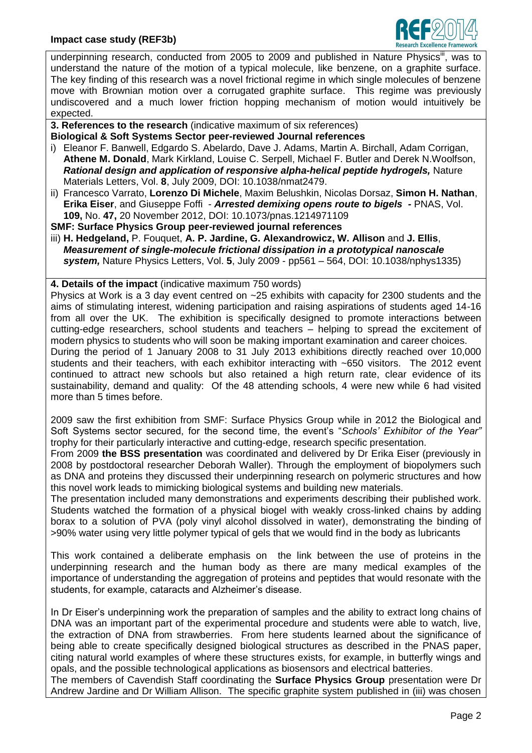underpinning research, conducted from 2005 to 2009 and published in Nature Physics[iii], was to understand the nature of the motion of a typical molecule, like benzene, on a graphite surface. The key finding of this research was a novel frictional regime in which single molecules of benzene move with Brownian motion over a corrugated graphite surface. This regime was previously undiscovered and a much lower friction hopping mechanism of motion would intuitively be expected.

**3. References to the research** (indicative maximum of six references)

**Biological & Soft Systems Sector peer-reviewed Journal references**

i) Eleanor F. Banwell, Edgardo S. Abelardo, Dave J. Adams, Martin A. Birchall, Adam Corrigan, **Athene M. Donald**, Mark Kirkland, Louise C. Serpell, Michael F. Butler and Derek N.Woolfson, ***Rational design and application of responsive alpha-helical peptide hydrogels,*** Nature Materials Letters, Vol. **8**, July 2009, DOI: 10.1038/nmat2479.

ii) Francesco Varrato, **Lorenzo Di Michele**, Maxim Belushkin, Nicolas Dorsaz, **Simon H. Nathan**, **Erika Eiser**, and Giuseppe Foffi - ***Arrested demixing opens route to bigels -*** PNAS, Vol. **109,** No. **47,** 20 November 2012, DOI: 10.1073/pnas.1214971109

**SMF: Surface Physics Group peer-reviewed journal references**

iii) **H. Hedgeland,** P. Fouquet, **A. P. Jardine, G. Alexandrowicz, W. Allison** and **J. Ellis**, ***Measurement of single-molecule frictional dissipation in a prototypical nanoscale system,*** Nature Physics Letters, Vol. **5**, July 2009 - pp561 – 564, DOI: 10.1038/nphys1335)

**4. Details of the impact** (indicative maximum 750 words)

Physics at Work is a 3 day event centred on ~25 exhibits with capacity for 2300 students and the aims of stimulating interest, widening participation and raising aspirations of students aged 14-16 from all over the UK. The exhibition is specifically designed to promote interactions between cutting-edge researchers, school students and teachers – helping to spread the excitement of modern physics to students who will soon be making important examination and career choices.

During the period of 1 January 2008 to 31 July 2013 exhibitions directly reached over 10,000 students and their teachers, with each exhibitor interacting with ~650 visitors. The 2012 event continued to attract new schools but also retained a high return rate, clear evidence of its sustainability, demand and quality: Of the 48 attending schools, 4 were new while 6 had visited more than 5 times before.

2009 saw the first exhibition from SMF: Surface Physics Group while in 2012 the Biological and Soft Systems sector secured, for the second time, the event's "*Schools' Exhibitor of the Year"* trophy for their particularly interactive and cutting-edge, research specific presentation.

From 2009 **the BSS presentation** was coordinated and delivered by Dr Erika Eiser (previously in 2008 by postdoctoral researcher Deborah Waller). Through the employment of biopolymers such as DNA and proteins they discussed their underpinning research on polymeric structures and how this novel work leads to mimicking biological systems and building new materials.

The presentation included many demonstrations and experiments describing their published work. Students watched the formation of a physical biogel with weakly cross-linked chains by adding borax to a solution of PVA (poly vinyl alcohol dissolved in water), demonstrating the binding of >90% water using very little polymer typical of gels that we would find in the body as lubricants

This work contained a deliberate emphasis on the link between the use of proteins in the underpinning research and the human body as there are many medical examples of the importance of understanding the aggregation of proteins and peptides that would resonate with the students, for example, cataracts and Alzheimer's disease.

In Dr Eiser's underpinning work the preparation of samples and the ability to extract long chains of DNA was an important part of the experimental procedure and students were able to watch, live, the extraction of DNA from strawberries. From here students learned about the significance of being able to create specifically designed biological structures as described in the PNAS paper, citing natural world examples of where these structures exists, for example, in butterfly wings and opals, and the possible technological applications as biosensors and electrical batteries.

The members of Cavendish Staff coordinating the **Surface Physics Group** presentation were Dr Andrew Jardine and Dr William Allison. The specific graphite system published in (iii) was chosen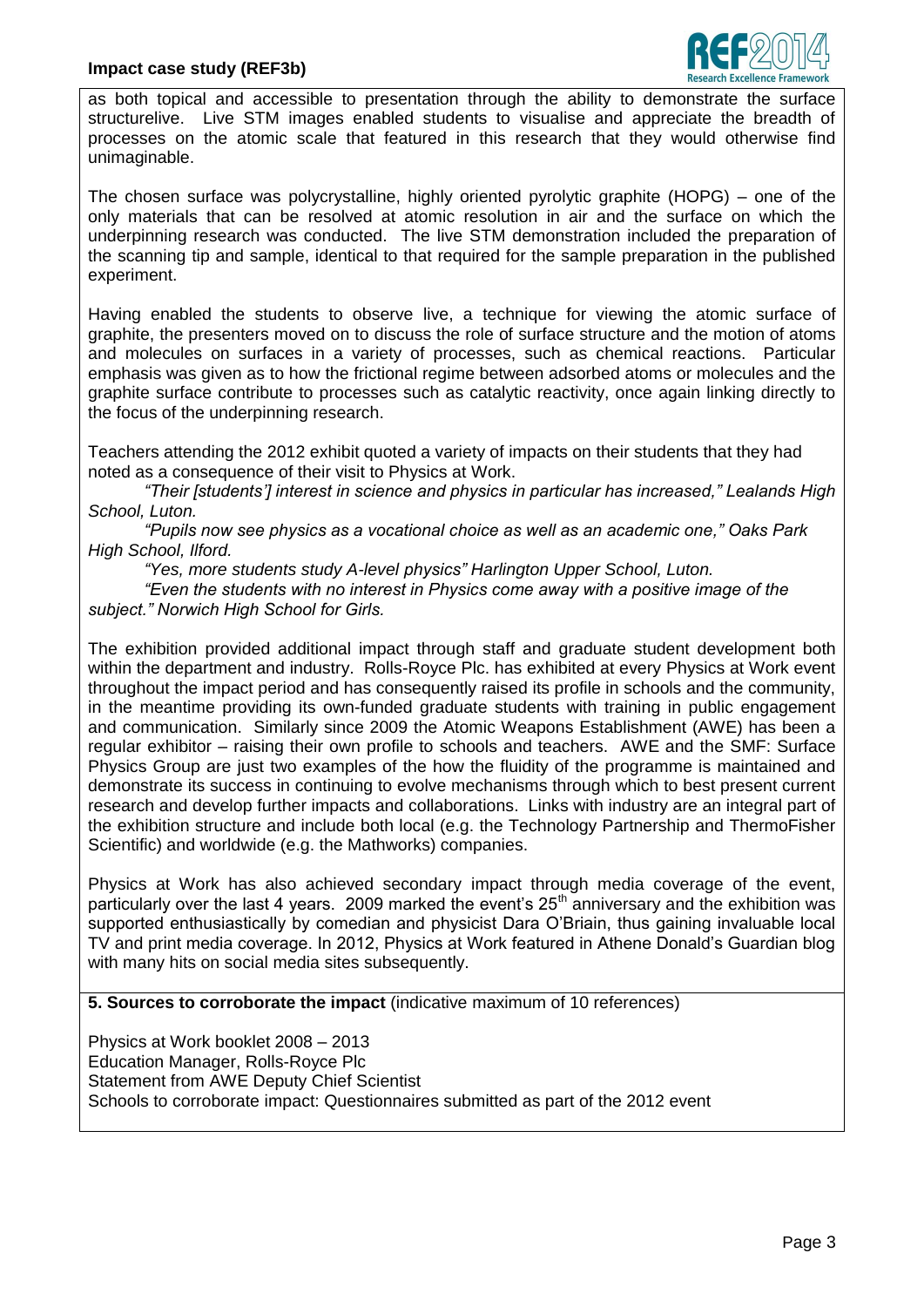as both topical and accessible to presentation through the ability to demonstrate the surface structurelive. Live STM images enabled students to visualise and appreciate the breadth of processes on the atomic scale that featured in this research that they would otherwise find unimaginable.

The chosen surface was polycrystalline, highly oriented pyrolytic graphite (HOPG) – one of the only materials that can be resolved at atomic resolution in air and the surface on which the underpinning research was conducted. The live STM demonstration included the preparation of the scanning tip and sample, identical to that required for the sample preparation in the published experiment.

Having enabled the students to observe live, a technique for viewing the atomic surface of graphite, the presenters moved on to discuss the role of surface structure and the motion of atoms and molecules on surfaces in a variety of processes, such as chemical reactions. Particular emphasis was given as to how the frictional regime between adsorbed atoms or molecules and the graphite surface contribute to processes such as catalytic reactivity, once again linking directly to the focus of the underpinning research.

Teachers attending the 2012 exhibit quoted a variety of impacts on their students that they had noted as a consequence of their visit to Physics at Work.

*"Their [students'] interest in science and physics in particular has increased," Lealands High School, Luton.*

*"Pupils now see physics as a vocational choice as well as an academic one," Oaks Park High School, Ilford.*

*"Yes, more students study A-level physics" Harlington Upper School, Luton.*

*"Even the students with no interest in Physics come away with a positive image of the subject." Norwich High School for Girls.*

The exhibition provided additional impact through staff and graduate student development both within the department and industry. Rolls-Royce Plc. has exhibited at every Physics at Work event throughout the impact period and has consequently raised its profile in schools and the community, in the meantime providing its own-funded graduate students with training in public engagement and communication. Similarly since 2009 the Atomic Weapons Establishment (AWE) has been a regular exhibitor – raising their own profile to schools and teachers. AWE and the SMF: Surface Physics Group are just two examples of the how the fluidity of the programme is maintained and demonstrate its success in continuing to evolve mechanisms through which to best present current research and develop further impacts and collaborations. Links with industry are an integral part of the exhibition structure and include both local (e.g. the Technology Partnership and ThermoFisher Scientific) and worldwide (e.g. the Mathworks) companies.

Physics at Work has also achieved secondary impact through media coverage of the event, particularly over the last 4 years. 2009 marked the event's 25$^{th}$ anniversary and the exhibition was supported enthusiastically by comedian and physicist Dara O'Briain, thus gaining invaluable local TV and print media coverage. In 2012, Physics at Work featured in Athene Donald's Guardian blog with many hits on social media sites subsequently.

**5. Sources to corroborate the impact** (indicative maximum of 10 references)

Physics at Work booklet 2008 – 2013
Education Manager, Rolls-Royce Plc
Statement from AWE Deputy Chief Scientist
Schools to corroborate impact: Questionnaires submitted as part of the 2012 event